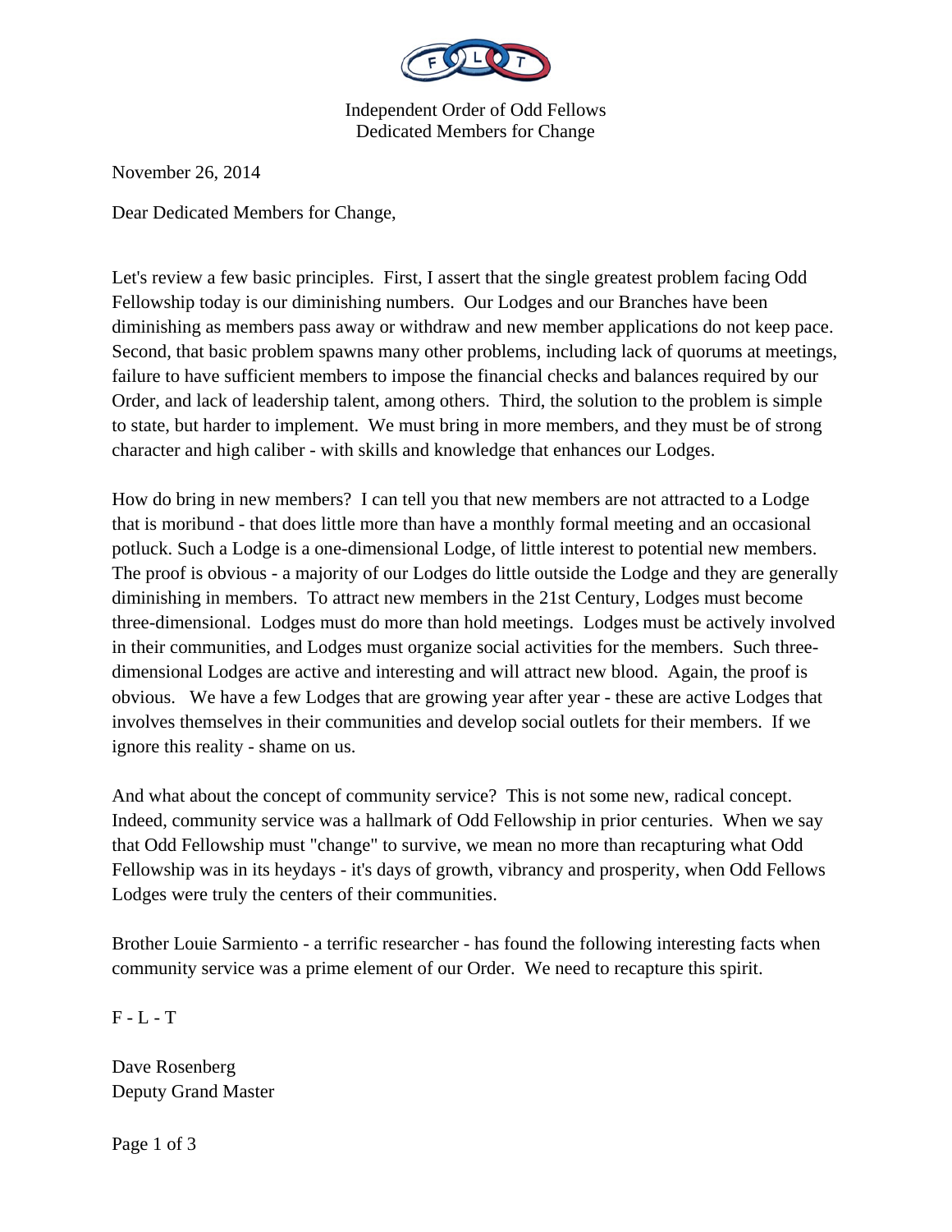Independent Order of Odd Fellows
Dedicated Members for Change

November 26, 2014

Dear Dedicated Members for Change,

Let's review a few basic principles. First, I assert that the single greatest problem facing Odd Fellowship today is our diminishing numbers. Our Lodges and our Branches have been diminishing as members pass away or withdraw and new member applications do not keep pace. Second, that basic problem spawns many other problems, including lack of quorums at meetings, failure to have sufficient members to impose the financial checks and balances required by our Order, and lack of leadership talent, among others. Third, the solution to the problem is simple to state, but harder to implement. We must bring in more members, and they must be of strong character and high caliber - with skills and knowledge that enhances our Lodges.

How do bring in new members? I can tell you that new members are not attracted to a Lodge that is moribund - that does little more than have a monthly formal meeting and an occasional potluck. Such a Lodge is a one-dimensional Lodge, of little interest to potential new members. The proof is obvious - a majority of our Lodges do little outside the Lodge and they are generally diminishing in members. To attract new members in the 21st Century, Lodges must become three-dimensional. Lodges must do more than hold meetings. Lodges must be actively involved in their communities, and Lodges must organize social activities for the members. Such three-dimensional Lodges are active and interesting and will attract new blood. Again, the proof is obvious. We have a few Lodges that are growing year after year - these are active Lodges that involves themselves in their communities and develop social outlets for their members. If we ignore this reality - shame on us.

And what about the concept of community service? This is not some new, radical concept. Indeed, community service was a hallmark of Odd Fellowship in prior centuries. When we say that Odd Fellowship must "change" to survive, we mean no more than recapturing what Odd Fellowship was in its heydays - it's days of growth, vibrancy and prosperity, when Odd Fellows Lodges were truly the centers of their communities.

Brother Louie Sarmiento - a terrific researcher - has found the following interesting facts when community service was a prime element of our Order. We need to recapture this spirit.

F - L - T

Dave Rosenberg
Deputy Grand Master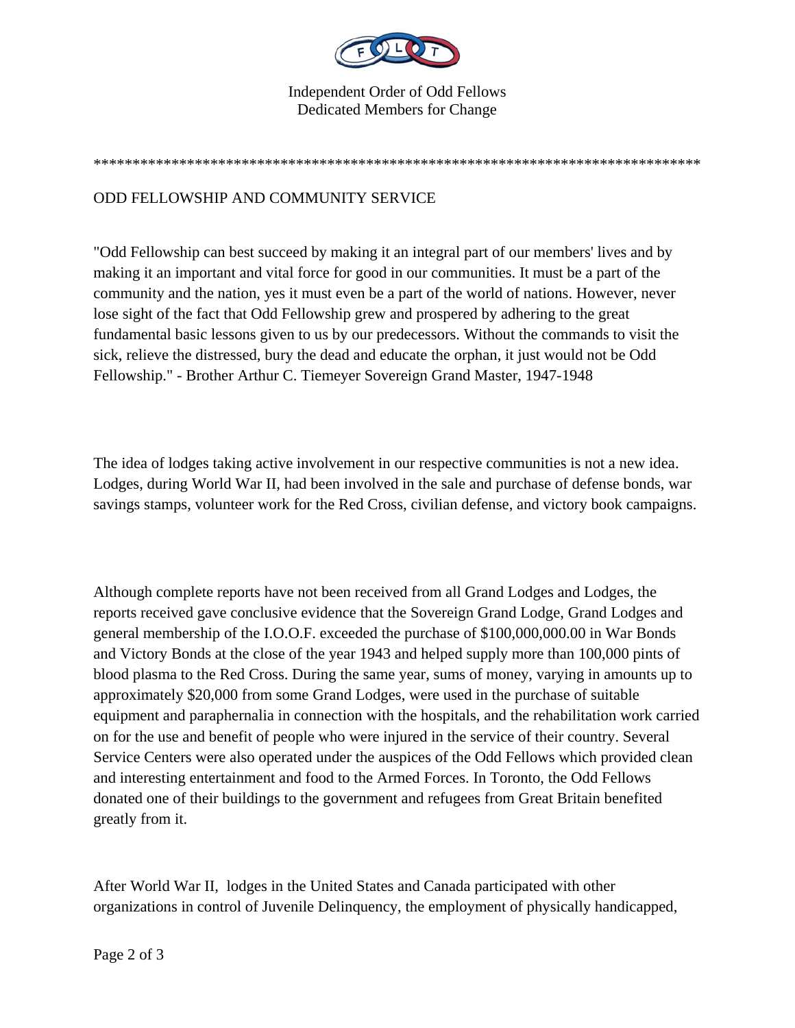Independent Order of Odd Fellows
Dedicated Members for Change

*******************************************************************************

## ODD FELLOWSHIP AND COMMUNITY SERVICE

"Odd Fellowship can best succeed by making it an integral part of our members' lives and by making it an important and vital force for good in our communities. It must be a part of the community and the nation, yes it must even be a part of the world of nations. However, never lose sight of the fact that Odd Fellowship grew and prospered by adhering to the great fundamental basic lessons given to us by our predecessors. Without the commands to visit the sick, relieve the distressed, bury the dead and educate the orphan, it just would not be Odd Fellowship." - Brother Arthur C. Tiemeyer Sovereign Grand Master, 1947-1948

The idea of lodges taking active involvement in our respective communities is not a new idea. Lodges, during World War II, had been involved in the sale and purchase of defense bonds, war savings stamps, volunteer work for the Red Cross, civilian defense, and victory book campaigns.

Although complete reports have not been received from all Grand Lodges and Lodges, the reports received gave conclusive evidence that the Sovereign Grand Lodge, Grand Lodges and general membership of the I.O.O.F. exceeded the purchase of $100,000,000.00 in War Bonds and Victory Bonds at the close of the year 1943 and helped supply more than 100,000 pints of blood plasma to the Red Cross. During the same year, sums of money, varying in amounts up to approximately $20,000 from some Grand Lodges, were used in the purchase of suitable equipment and paraphernalia in connection with the hospitals, and the rehabilitation work carried on for the use and benefit of people who were injured in the service of their country. Several Service Centers were also operated under the auspices of the Odd Fellows which provided clean and interesting entertainment and food to the Armed Forces. In Toronto, the Odd Fellows donated one of their buildings to the government and refugees from Great Britain benefited greatly from it.

After World War II, lodges in the United States and Canada participated with other organizations in control of Juvenile Delinquency, the employment of physically handicapped,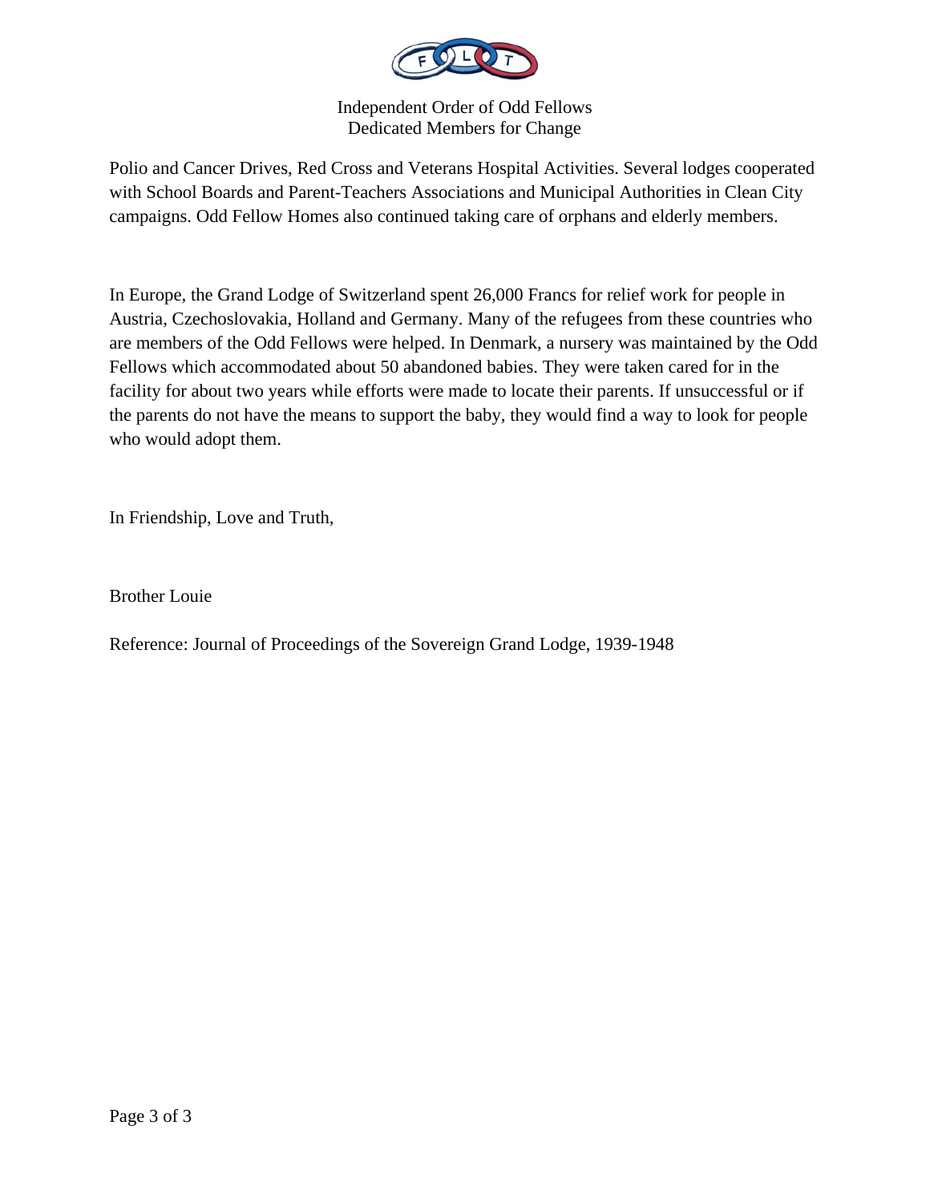Polio and Cancer Drives, Red Cross and Veterans Hospital Activities. Several lodges cooperated with School Boards and Parent-Teachers Associations and Municipal Authorities in Clean City campaigns. Odd Fellow Homes also continued taking care of orphans and elderly members.

In Europe, the Grand Lodge of Switzerland spent 26,000 Francs for relief work for people in Austria, Czechoslovakia, Holland and Germany. Many of the refugees from these countries who are members of the Odd Fellows were helped. In Denmark, a nursery was maintained by the Odd Fellows which accommodated about 50 abandoned babies. They were taken cared for in the facility for about two years while efforts were made to locate their parents. If unsuccessful or if the parents do not have the means to support the baby, they would find a way to look for people who would adopt them.

In Friendship, Love and Truth,

Brother Louie

Reference: Journal of Proceedings of the Sovereign Grand Lodge, 1939-1948